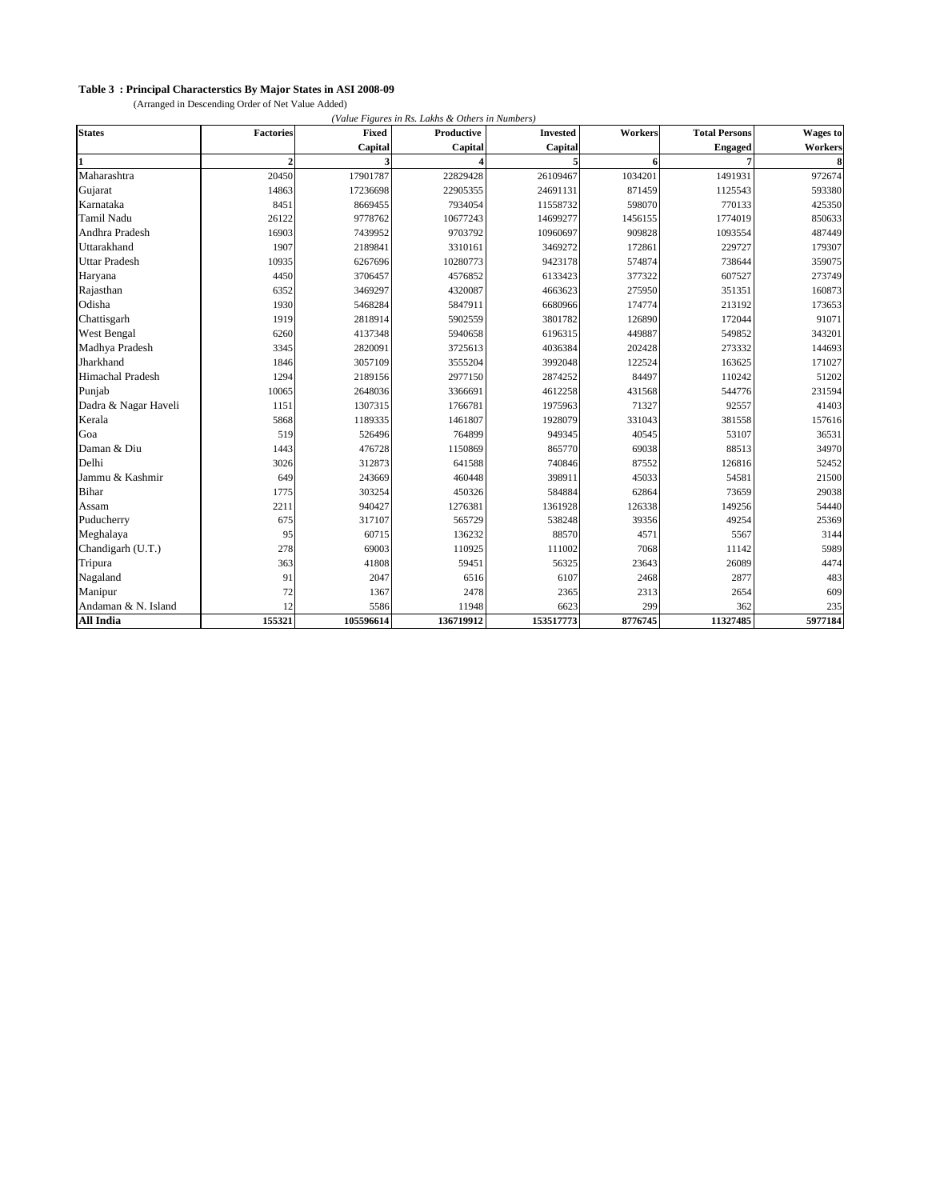**Table 3 : Principal Characterstics By Major States in ASI 2008-09**

(Arranged in Descending Order of Net Value Added)

*(Value Figures in Rs. Lakhs & Others in Numbers)*

| States | Factories | Fixed Capital | Productive Capital | Invested Capital | Workers | Total Persons Engaged | Wages to Workers |
|---|---|---|---|---|---|---|---|
| 1 | 2 | 3 | 4 | 5 | 6 | 7 | 8 |
| Maharashtra | 20450 | 17901787 | 22829428 | 26109467 | 1034201 | 1491931 | 972674 |
| Gujarat | 14863 | 17236698 | 22905355 | 24691131 | 871459 | 1125543 | 593380 |
| Karnataka | 8451 | 8669455 | 7934054 | 11558732 | 598070 | 770133 | 425350 |
| Tamil Nadu | 26122 | 9778762 | 10677243 | 14699277 | 1456155 | 1774019 | 850633 |
| Andhra Pradesh | 16903 | 7439952 | 9703792 | 10960697 | 909828 | 1093554 | 487449 |
| Uttarakhand | 1907 | 2189841 | 3310161 | 3469272 | 172861 | 229727 | 179307 |
| Uttar Pradesh | 10935 | 6267696 | 10280773 | 9423178 | 574874 | 738644 | 359075 |
| Haryana | 4450 | 3706457 | 4576852 | 6133423 | 377322 | 607527 | 273749 |
| Rajasthan | 6352 | 3469297 | 4320087 | 4663623 | 275950 | 351351 | 160873 |
| Odisha | 1930 | 5468284 | 5847911 | 6680966 | 174774 | 213192 | 173653 |
| Chattisgarh | 1919 | 2818914 | 5902559 | 3801782 | 126890 | 172044 | 91071 |
| West Bengal | 6260 | 4137348 | 5940658 | 6196315 | 449887 | 549852 | 343201 |
| Madhya Pradesh | 3345 | 2820091 | 3725613 | 4036384 | 202428 | 273332 | 144693 |
| Jharkhand | 1846 | 3057109 | 3555204 | 3992048 | 122524 | 163625 | 171027 |
| Himachal Pradesh | 1294 | 2189156 | 2977150 | 2874252 | 84497 | 110242 | 51202 |
| Punjab | 10065 | 2648036 | 3366691 | 4612258 | 431568 | 544776 | 231594 |
| Dadra & Nagar Haveli | 1151 | 1307315 | 1766781 | 1975963 | 71327 | 92557 | 41403 |
| Kerala | 5868 | 1189335 | 1461807 | 1928079 | 331043 | 381558 | 157616 |
| Goa | 519 | 526496 | 764899 | 949345 | 40545 | 53107 | 36531 |
| Daman & Diu | 1443 | 476728 | 1150869 | 865770 | 69038 | 88513 | 34970 |
| Delhi | 3026 | 312873 | 641588 | 740846 | 87552 | 126816 | 52452 |
| Jammu & Kashmir | 649 | 243669 | 460448 | 398911 | 45033 | 54581 | 21500 |
| Bihar | 1775 | 303254 | 450326 | 584884 | 62864 | 73659 | 29038 |
| Assam | 2211 | 940427 | 1276381 | 1361928 | 126338 | 149256 | 54440 |
| Puducherry | 675 | 317107 | 565729 | 538248 | 39356 | 49254 | 25369 |
| Meghalaya | 95 | 60715 | 136232 | 88570 | 4571 | 5567 | 3144 |
| Chandigarh (U.T.) | 278 | 69003 | 110925 | 111002 | 7068 | 11142 | 5989 |
| Tripura | 363 | 41808 | 59451 | 56325 | 23643 | 26089 | 4474 |
| Nagaland | 91 | 2047 | 6516 | 6107 | 2468 | 2877 | 483 |
| Manipur | 72 | 1367 | 2478 | 2365 | 2313 | 2654 | 609 |
| Andaman & N. Island | 12 | 5586 | 11948 | 6623 | 299 | 362 | 235 |
| **All India** | **155321** | **105596614** | **136719912** | **153517773** | **8776745** | **11327485** | **5977184** |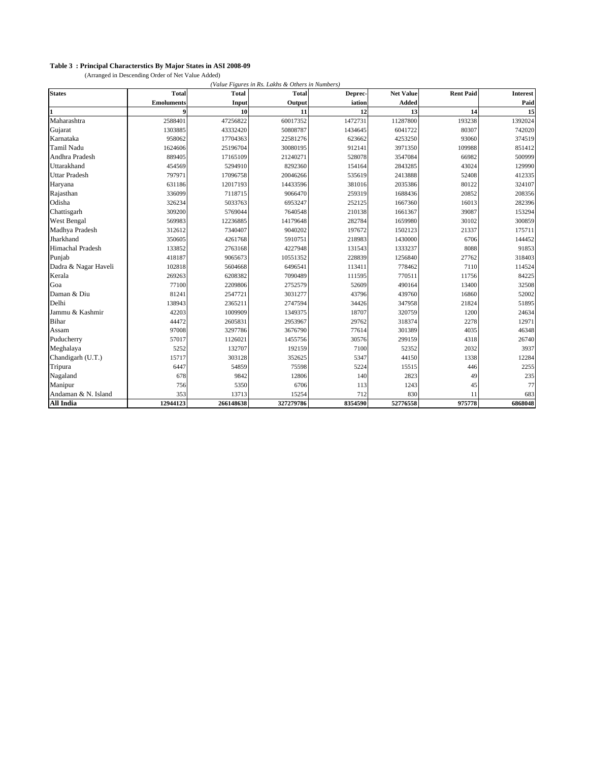**Table 3 : Principal Characterstics By Major States in ASI 2008-09**

(Arranged in Descending Order of Net Value Added)

*(Value Figures in Rs. Lakhs & Others in Numbers)*

| States | Total Emoluments | Total Input | Total Output | Deprec-iation | Net Value Added | Rent Paid | Interest Paid |
|---|---|---|---|---|---|---|---|
| **1** | **9** | **10** | **11** | **12** | **13** | **14** | **15** |
| Maharashtra | 2588401 | 47256822 | 60017352 | 1472731 | 11287800 | 193238 | 1392024 |
| Gujarat | 1303885 | 43332420 | 50808787 | 1434645 | 6041722 | 80307 | 742020 |
| Karnataka | 958062 | 17704363 | 22581276 | 623662 | 4253250 | 93060 | 374519 |
| Tamil Nadu | 1624606 | 25196704 | 30080195 | 912141 | 3971350 | 109988 | 851412 |
| Andhra Pradesh | 889405 | 17165109 | 21240271 | 528078 | 3547084 | 66982 | 500999 |
| Uttarakhand | 454569 | 5294910 | 8292360 | 154164 | 2843285 | 43024 | 129990 |
| Uttar Pradesh | 797971 | 17096758 | 20046266 | 535619 | 2413888 | 52408 | 412335 |
| Haryana | 631186 | 12017193 | 14433596 | 381016 | 2035386 | 80122 | 324107 |
| Rajasthan | 336099 | 7118715 | 9066470 | 259319 | 1688436 | 20852 | 208356 |
| Odisha | 326234 | 5033763 | 6953247 | 252125 | 1667360 | 16013 | 282396 |
| Chattisgarh | 309200 | 5769044 | 7640548 | 210138 | 1661367 | 39087 | 153294 |
| West Bengal | 569983 | 12236885 | 14179648 | 282784 | 1659980 | 30102 | 300859 |
| Madhya Pradesh | 312612 | 7340407 | 9040202 | 197672 | 1502123 | 21337 | 175711 |
| Jharkhand | 350605 | 4261768 | 5910751 | 218983 | 1430000 | 6706 | 144452 |
| Himachal Pradesh | 133852 | 2763168 | 4227948 | 131543 | 1333237 | 8088 | 91853 |
| Punjab | 418187 | 9065673 | 10551352 | 228839 | 1256840 | 27762 | 318403 |
| Dadra & Nagar Haveli | 102818 | 5604668 | 6496541 | 113411 | 778462 | 7110 | 114524 |
| Kerala | 269263 | 6208382 | 7090489 | 111595 | 770511 | 11756 | 84225 |
| Goa | 77100 | 2209806 | 2752579 | 52609 | 490164 | 13400 | 32508 |
| Daman & Diu | 81241 | 2547721 | 3031277 | 43796 | 439760 | 16860 | 52002 |
| Delhi | 138943 | 2365211 | 2747594 | 34426 | 347958 | 21824 | 51895 |
| Jammu & Kashmir | 42203 | 1009909 | 1349375 | 18707 | 320759 | 1200 | 24634 |
| Bihar | 44472 | 2605831 | 2953967 | 29762 | 318374 | 2278 | 12971 |
| Assam | 97008 | 3297786 | 3676790 | 77614 | 301389 | 4035 | 46348 |
| Puducherry | 57017 | 1126021 | 1455756 | 30576 | 299159 | 4318 | 26740 |
| Meghalaya | 5252 | 132707 | 192159 | 7100 | 52352 | 2032 | 3937 |
| Chandigarh (U.T.) | 15717 | 303128 | 352625 | 5347 | 44150 | 1338 | 12284 |
| Tripura | 6447 | 54859 | 75598 | 5224 | 15515 | 446 | 2255 |
| Nagaland | 678 | 9842 | 12806 | 140 | 2823 | 49 | 235 |
| Manipur | 756 | 5350 | 6706 | 113 | 1243 | 45 | 77 |
| Andaman & N. Island | 353 | 13713 | 15254 | 712 | 830 | 11 | 683 |
| **All India** | **12944123** | **266148638** | **327279786** | **8354590** | **52776558** | **975778** | **6868048** |